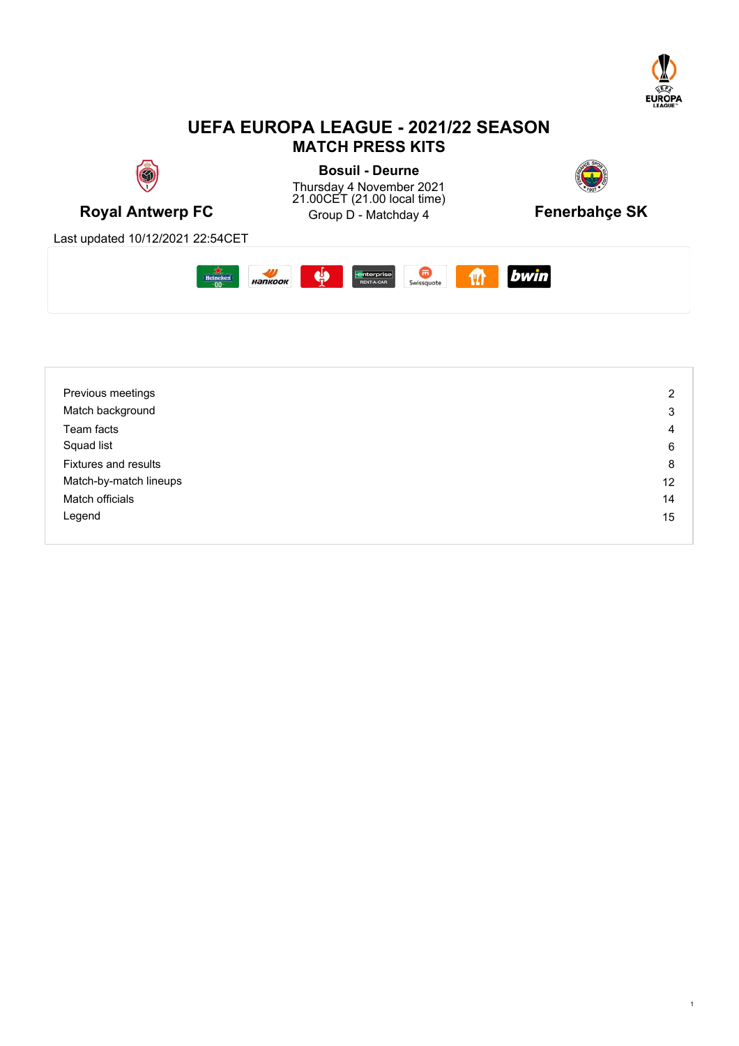# UEFA EUROPA LEAGUE - 2021/22 SEASON

## MATCH PRESS KITS

**Royal Antwerp FC**

**Bosuil - Deurne**
Thursday 4 November 2021
21.00CET (21.00 local time)
Group D - Matchday 4

**Fenerbahçe SK**

Last updated 10/12/2021 22:54CET

| | |
|---|---|
| Previous meetings | 2 |
| Match background | 3 |
| Team facts | 4 |
| Squad list | 6 |
| Fixtures and results | 8 |
| Match-by-match lineups | 12 |
| Match officials | 14 |
| Legend | 15 |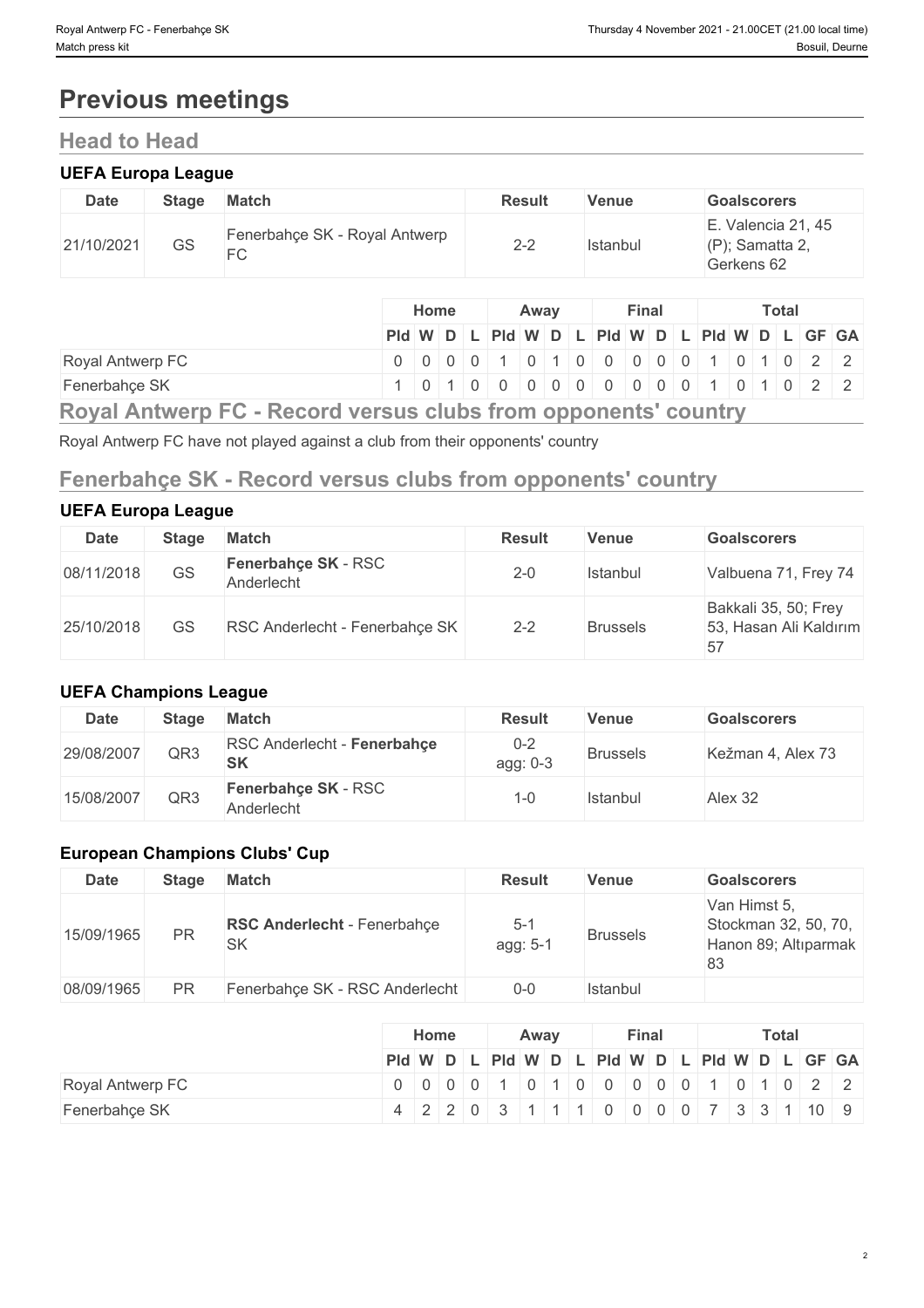# Previous meetings

## Head to Head

### UEFA Europa League

| Date | Stage | Match | Result | Venue | Goalscorers |
|---|---|---|---|---|---|
| 21/10/2021 | GS | Fenerbahçe SK - Royal Antwerp FC | 2-2 | Istanbul | E. Valencia 21, 45 (P); Samatta 2, Gerkens 62 |

| | Home | | | | Away | | | | Final | | | | Total | | | | | |
|---|---|---|---|---|---|---|---|---|---|---|---|---|---|---|---|---|---|---|
| | Pld | W | D | L | Pld | W | D | L | Pld | W | D | L | Pld | W | D | L | GF | GA |
| Royal Antwerp FC | 0 | 0 | 0 | 0 | 1 | 0 | 1 | 0 | 0 | 0 | 0 | 0 | 1 | 0 | 1 | 0 | 2 | 2 |
| Fenerbahçe SK | 1 | 0 | 1 | 0 | 0 | 0 | 0 | 0 | 0 | 0 | 0 | 0 | 1 | 0 | 1 | 0 | 2 | 2 |

## Royal Antwerp FC - Record versus clubs from opponents' country

Royal Antwerp FC have not played against a club from their opponents' country

## Fenerbahçe SK - Record versus clubs from opponents' country

### UEFA Europa League

| Date | Stage | Match | Result | Venue | Goalscorers |
|---|---|---|---|---|---|
| 08/11/2018 | GS | **Fenerbahçe SK** - RSC Anderlecht | 2-0 | Istanbul | Valbuena 71, Frey 74 |
| 25/10/2018 | GS | RSC Anderlecht - Fenerbahçe SK | 2-2 | Brussels | Bakkali 35, 50; Frey 53, Hasan Ali Kaldırım 57 |

### UEFA Champions League

| Date | Stage | Match | Result | Venue | Goalscorers |
|---|---|---|---|---|---|
| 29/08/2007 | QR3 | RSC Anderlecht - **Fenerbahçe SK** | 0-2 agg: 0-3 | Brussels | Kežman 4, Alex 73 |
| 15/08/2007 | QR3 | **Fenerbahçe SK** - RSC Anderlecht | 1-0 | Istanbul | Alex 32 |

### European Champions Clubs' Cup

| Date | Stage | Match | Result | Venue | Goalscorers |
|---|---|---|---|---|---|
| 15/09/1965 | PR | **RSC Anderlecht** - Fenerbahçe SK | 5-1 agg: 5-1 | Brussels | Van Himst 5, Stockman 32, 50, 70, Hanon 89; Altıparmak 83 |
| 08/09/1965 | PR | Fenerbahçe SK - RSC Anderlecht | 0-0 | Istanbul | |

| | Home | | | | Away | | | | Final | | | | Total | | | | | |
|---|---|---|---|---|---|---|---|---|---|---|---|---|---|---|---|---|---|---|
| | Pld | W | D | L | Pld | W | D | L | Pld | W | D | L | Pld | W | D | L | GF | GA |
| Royal Antwerp FC | 0 | 0 | 0 | 0 | 1 | 0 | 1 | 0 | 0 | 0 | 0 | 0 | 1 | 0 | 1 | 0 | 2 | 2 |
| Fenerbahçe SK | 4 | 2 | 2 | 0 | 3 | 1 | 1 | 1 | 0 | 0 | 0 | 0 | 7 | 3 | 3 | 1 | 10 | 9 |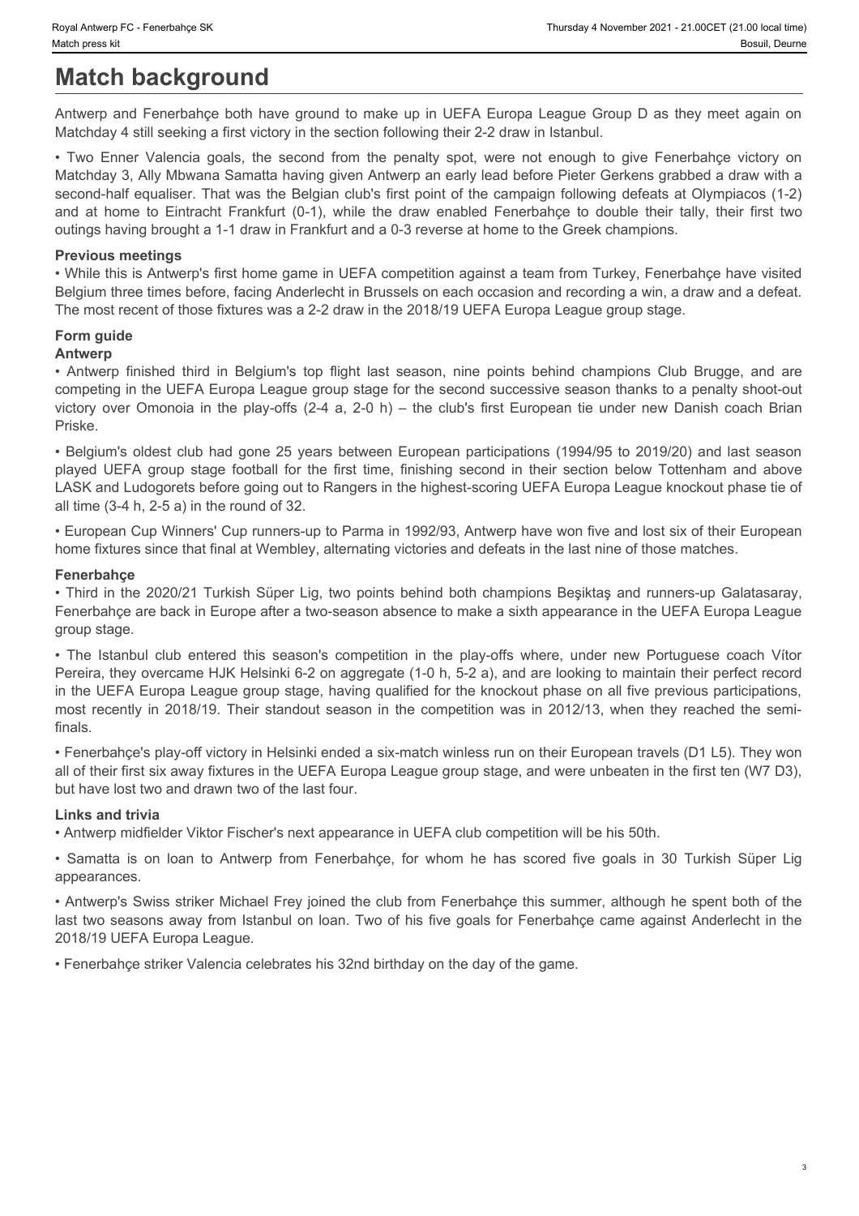# Match background

Antwerp and Fenerbahçe both have ground to make up in UEFA Europa League Group D as they meet again on Matchday 4 still seeking a first victory in the section following their 2-2 draw in Istanbul.

• Two Enner Valencia goals, the second from the penalty spot, were not enough to give Fenerbahçe victory on Matchday 3, Ally Mbwana Samatta having given Antwerp an early lead before Pieter Gerkens grabbed a draw with a second-half equaliser. That was the Belgian club's first point of the campaign following defeats at Olympiacos (1-2) and at home to Eintracht Frankfurt (0-1), while the draw enabled Fenerbahçe to double their tally, their first two outings having brought a 1-1 draw in Frankfurt and a 0-3 reverse at home to the Greek champions.

### Previous meetings

• While this is Antwerp's first home game in UEFA competition against a team from Turkey, Fenerbahçe have visited Belgium three times before, facing Anderlecht in Brussels on each occasion and recording a win, a draw and a defeat. The most recent of those fixtures was a 2-2 draw in the 2018/19 UEFA Europa League group stage.

### Form guide

**Antwerp**

• Antwerp finished third in Belgium's top flight last season, nine points behind champions Club Brugge, and are competing in the UEFA Europa League group stage for the second successive season thanks to a penalty shoot-out victory over Omonoia in the play-offs (2-4 a, 2-0 h) – the club's first European tie under new Danish coach Brian Priske.

• Belgium's oldest club had gone 25 years between European participations (1994/95 to 2019/20) and last season played UEFA group stage football for the first time, finishing second in their section below Tottenham and above LASK and Ludogorets before going out to Rangers in the highest-scoring UEFA Europa League knockout phase tie of all time (3-4 h, 2-5 a) in the round of 32.

• European Cup Winners' Cup runners-up to Parma in 1992/93, Antwerp have won five and lost six of their European home fixtures since that final at Wembley, alternating victories and defeats in the last nine of those matches.

**Fenerbahçe**

• Third in the 2020/21 Turkish Süper Lig, two points behind both champions Beşiktaş and runners-up Galatasaray, Fenerbahçe are back in Europe after a two-season absence to make a sixth appearance in the UEFA Europa League group stage.

• The Istanbul club entered this season's competition in the play-offs where, under new Portuguese coach Vítor Pereira, they overcame HJK Helsinki 6-2 on aggregate (1-0 h, 5-2 a), and are looking to maintain their perfect record in the UEFA Europa League group stage, having qualified for the knockout phase on all five previous participations, most recently in 2018/19. Their standout season in the competition was in 2012/13, when they reached the semi-finals.

• Fenerbahçe's play-off victory in Helsinki ended a six-match winless run on their European travels (D1 L5). They won all of their first six away fixtures in the UEFA Europa League group stage, and were unbeaten in the first ten (W7 D3), but have lost two and drawn two of the last four.

### Links and trivia

• Antwerp midfielder Viktor Fischer's next appearance in UEFA club competition will be his 50th.

• Samatta is on loan to Antwerp from Fenerbahçe, for whom he has scored five goals in 30 Turkish Süper Lig appearances.

• Antwerp's Swiss striker Michael Frey joined the club from Fenerbahçe this summer, although he spent both of the last two seasons away from Istanbul on loan. Two of his five goals for Fenerbahçe came against Anderlecht in the 2018/19 UEFA Europa League.

• Fenerbahçe striker Valencia celebrates his 32nd birthday on the day of the game.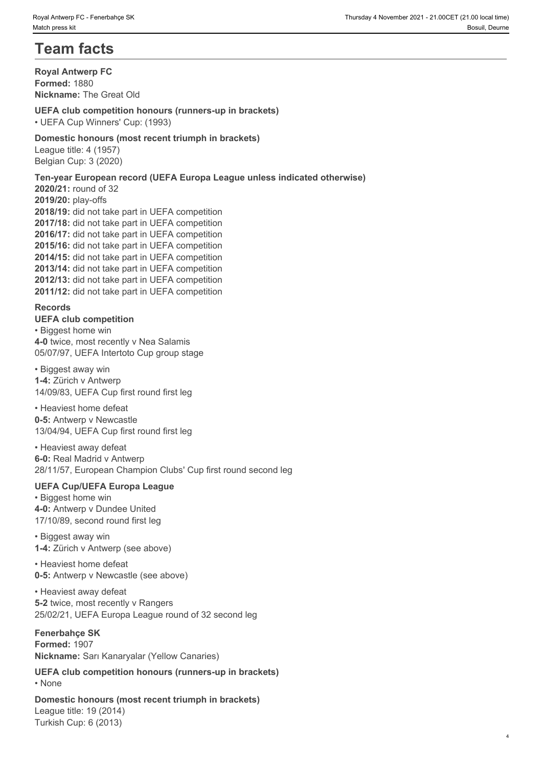# Team facts

**Royal Antwerp FC**
**Formed:** 1880
**Nickname:** The Great Old

**UEFA club competition honours (runners-up in brackets)**
• UEFA Cup Winners' Cup: (1993)

**Domestic honours (most recent triumph in brackets)**
League title: 4 (1957)
Belgian Cup: 3 (2020)

**Ten-year European record (UEFA Europa League unless indicated otherwise)**
**2020/21:** round of 32
**2019/20:** play-offs
**2018/19:** did not take part in UEFA competition
**2017/18:** did not take part in UEFA competition
**2016/17:** did not take part in UEFA competition
**2015/16:** did not take part in UEFA competition
**2014/15:** did not take part in UEFA competition
**2013/14:** did not take part in UEFA competition
**2012/13:** did not take part in UEFA competition
**2011/12:** did not take part in UEFA competition

**Records**
**UEFA club competition**
• Biggest home win
**4-0** twice, most recently v Nea Salamis
05/07/97, UEFA Intertoto Cup group stage

• Biggest away win
**1-4:** Zürich v Antwerp
14/09/83, UEFA Cup first round first leg

• Heaviest home defeat
**0-5:** Antwerp v Newcastle
13/04/94, UEFA Cup first round first leg

• Heaviest away defeat
**6-0:** Real Madrid v Antwerp
28/11/57, European Champion Clubs' Cup first round second leg

**UEFA Cup/UEFA Europa League**
• Biggest home win
**4-0:** Antwerp v Dundee United
17/10/89, second round first leg

• Biggest away win
**1-4:** Zürich v Antwerp (see above)

• Heaviest home defeat
**0-5:** Antwerp v Newcastle (see above)

• Heaviest away defeat
**5-2** twice, most recently v Rangers
25/02/21, UEFA Europa League round of 32 second leg

**Fenerbahçe SK**
**Formed:** 1907
**Nickname:** Sarı Kanaryalar (Yellow Canaries)

**UEFA club competition honours (runners-up in brackets)**
• None

**Domestic honours (most recent triumph in brackets)**
League title: 19 (2014)
Turkish Cup: 6 (2013)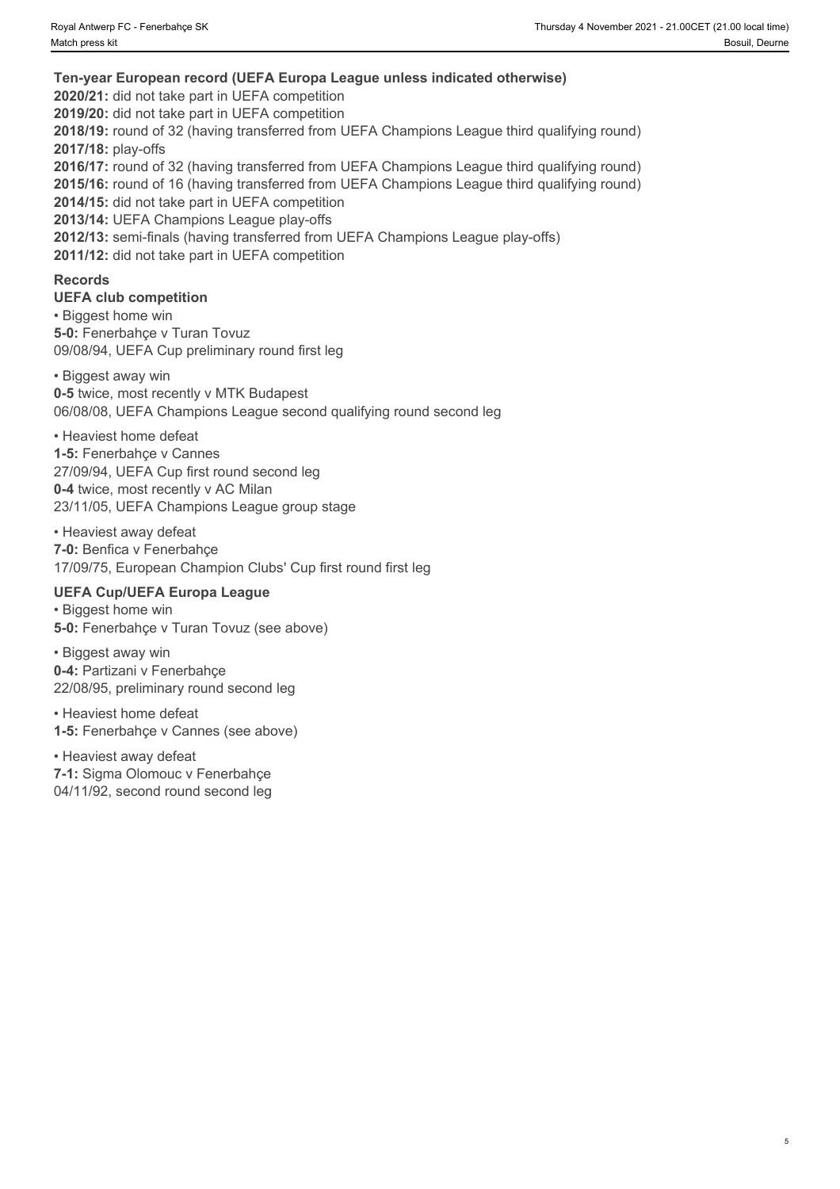## Ten-year European record (UEFA Europa League unless indicated otherwise)

**2020/21:** did not take part in UEFA competition
**2019/20:** did not take part in UEFA competition
**2018/19:** round of 32 (having transferred from UEFA Champions League third qualifying round)
**2017/18:** play-offs
**2016/17:** round of 32 (having transferred from UEFA Champions League third qualifying round)
**2015/16:** round of 16 (having transferred from UEFA Champions League third qualifying round)
**2014/15:** did not take part in UEFA competition
**2013/14:** UEFA Champions League play-offs
**2012/13:** semi-finals (having transferred from UEFA Champions League play-offs)
**2011/12:** did not take part in UEFA competition

## Records

### UEFA club competition

• Biggest home win
**5-0:** Fenerbahçe v Turan Tovuz
09/08/94, UEFA Cup preliminary round first leg

• Biggest away win
**0-5** twice, most recently v MTK Budapest
06/08/08, UEFA Champions League second qualifying round second leg

• Heaviest home defeat
**1-5:** Fenerbahçe v Cannes
27/09/94, UEFA Cup first round second leg
**0-4** twice, most recently v AC Milan
23/11/05, UEFA Champions League group stage

• Heaviest away defeat
**7-0:** Benfica v Fenerbahçe
17/09/75, European Champion Clubs' Cup first round first leg

### UEFA Cup/UEFA Europa League

• Biggest home win
**5-0:** Fenerbahçe v Turan Tovuz (see above)

• Biggest away win
**0-4:** Partizani v Fenerbahçe
22/08/95, preliminary round second leg

• Heaviest home defeat
**1-5:** Fenerbahçe v Cannes (see above)

• Heaviest away defeat
**7-1:** Sigma Olomouc v Fenerbahçe
04/11/92, second round second leg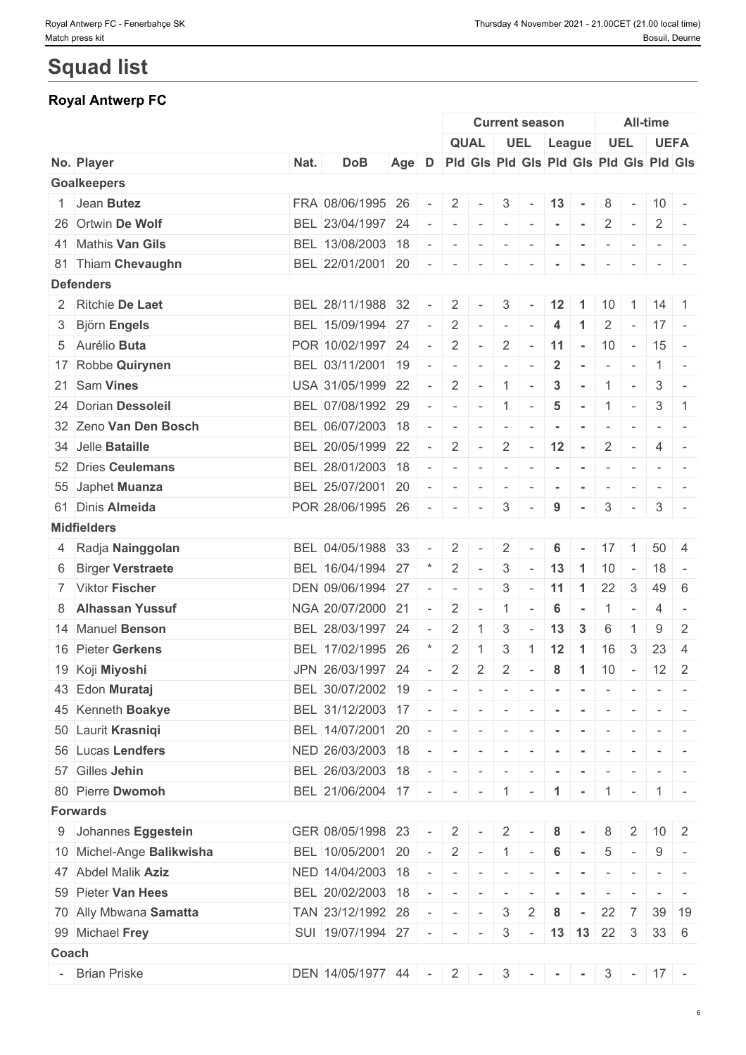# Squad list

## Royal Antwerp FC

| | | | | | Current season | | | | | | All-time | | | |
|---|---|---|---|---|---|---|---|---|---|---|---|---|---|---|
| | | | | | QUAL | | UEL | | League | | UEL | | UEFA | |
| No. Player | Nat. | DoB | Age | D | Pld | Gls | Pld | Gls | Pld | Gls | Pld | Gls | Pld | Gls |
| **Goalkeepers** | | | | | | | | | | | | | | |
| 1 Jean **Butez** | FRA | 08/06/1995 | 26 | - | 2 | - | 3 | - | **13** | **-** | 8 | - | 10 | - |
| 26 Ortwin **De Wolf** | BEL | 23/04/1997 | 24 | - | - | - | - | - | **-** | **-** | 2 | - | 2 | - |
| 41 Mathis **Van Gils** | BEL | 13/08/2003 | 18 | - | - | - | - | - | **-** | **-** | - | - | - | - |
| 81 Thiam **Chevaughn** | BEL | 22/01/2001 | 20 | - | - | - | - | - | **-** | **-** | - | - | - | - |
| **Defenders** | | | | | | | | | | | | | | |
| 2 Ritchie **De Laet** | BEL | 28/11/1988 | 32 | - | 2 | - | 3 | - | **12** | **1** | 10 | 1 | 14 | 1 |
| 3 Björn **Engels** | BEL | 15/09/1994 | 27 | - | 2 | - | - | - | **4** | **1** | 2 | - | 17 | - |
| 5 Aurélio **Buta** | POR | 10/02/1997 | 24 | - | 2 | - | 2 | - | **11** | **-** | 10 | - | 15 | - |
| 17 Robbe **Quirynen** | BEL | 03/11/2001 | 19 | - | - | - | - | - | **2** | **-** | - | - | 1 | - |
| 21 Sam **Vines** | USA | 31/05/1999 | 22 | - | 2 | - | 1 | - | **3** | **-** | 1 | - | 3 | - |
| 24 Dorian **Dessoleil** | BEL | 07/08/1992 | 29 | - | - | - | 1 | - | **5** | **-** | 1 | - | 3 | 1 |
| 32 Zeno **Van Den Bosch** | BEL | 06/07/2003 | 18 | - | - | - | - | - | **-** | **-** | - | - | - | - |
| 34 Jelle **Bataille** | BEL | 20/05/1999 | 22 | - | 2 | - | 2 | - | **12** | **-** | 2 | - | 4 | - |
| 52 Dries **Ceulemans** | BEL | 28/01/2003 | 18 | - | - | - | - | - | **-** | **-** | - | - | - | - |
| 55 Japhet **Muanza** | BEL | 25/07/2001 | 20 | - | - | - | - | - | **-** | **-** | - | - | - | - |
| 61 Dinis **Almeida** | POR | 28/06/1995 | 26 | - | - | - | 3 | - | **9** | **-** | 3 | - | 3 | - |
| **Midfielders** | | | | | | | | | | | | | | |
| 4 Radja **Nainggolan** | BEL | 04/05/1988 | 33 | - | 2 | - | 2 | - | **6** | **-** | 17 | 1 | 50 | 4 |
| 6 Birger **Verstraete** | BEL | 16/04/1994 | 27 | * | 2 | - | 3 | - | **13** | **1** | 10 | - | 18 | - |
| 7 Viktor **Fischer** | DEN | 09/06/1994 | 27 | - | - | - | 3 | - | **11** | **1** | 22 | 3 | 49 | 6 |
| 8 **Alhassan Yussuf** | NGA | 20/07/2000 | 21 | - | 2 | - | 1 | - | **6** | **-** | 1 | - | 4 | - |
| 14 Manuel **Benson** | BEL | 28/03/1997 | 24 | - | 2 | 1 | 3 | - | **13** | **3** | 6 | 1 | 9 | 2 |
| 16 Pieter **Gerkens** | BEL | 17/02/1995 | 26 | * | 2 | 1 | 3 | 1 | **12** | **1** | 16 | 3 | 23 | 4 |
| 19 Koji **Miyoshi** | JPN | 26/03/1997 | 24 | - | 2 | 2 | 2 | - | **8** | **1** | 10 | - | 12 | 2 |
| 43 Edon **Murataj** | BEL | 30/07/2002 | 19 | - | - | - | - | - | **-** | **-** | - | - | - | - |
| 45 Kenneth **Boakye** | BEL | 31/12/2003 | 17 | - | - | - | - | - | **-** | **-** | - | - | - | - |
| 50 Laurit **Krasniqi** | BEL | 14/07/2001 | 20 | - | - | - | - | - | **-** | **-** | - | - | - | - |
| 56 Lucas **Lendfers** | NED | 26/03/2003 | 18 | - | - | - | - | - | **-** | **-** | - | - | - | - |
| 57 Gilles **Jehin** | BEL | 26/03/2003 | 18 | - | - | - | - | - | **-** | **-** | - | - | - | - |
| 80 Pierre **Dwomoh** | BEL | 21/06/2004 | 17 | - | - | - | 1 | - | **1** | **-** | 1 | - | 1 | - |
| **Forwards** | | | | | | | | | | | | | | |
| 9 Johannes **Eggestein** | GER | 08/05/1998 | 23 | - | 2 | - | 2 | - | **8** | **-** | 8 | 2 | 10 | 2 |
| 10 Michel-Ange **Balikwisha** | BEL | 10/05/2001 | 20 | - | 2 | - | 1 | - | **6** | **-** | 5 | - | 9 | - |
| 47 Abdel Malik **Aziz** | NED | 14/04/2003 | 18 | - | - | - | - | - | **-** | **-** | - | - | - | - |
| 59 Pieter **Van Hees** | BEL | 20/02/2003 | 18 | - | - | - | - | - | **-** | **-** | - | - | - | - |
| 70 Ally Mbwana **Samatta** | TAN | 23/12/1992 | 28 | - | - | - | 3 | 2 | **8** | **-** | 22 | 7 | 39 | 19 |
| 99 Michael **Frey** | SUI | 19/07/1994 | 27 | - | - | - | 3 | - | **13** | **13** | 22 | 3 | 33 | 6 |
| **Coach** | | | | | | | | | | | | | | |
| - Brian Priske | DEN | 14/05/1977 | 44 | - | 2 | - | 3 | - | **-** | **-** | 3 | - | 17 | - |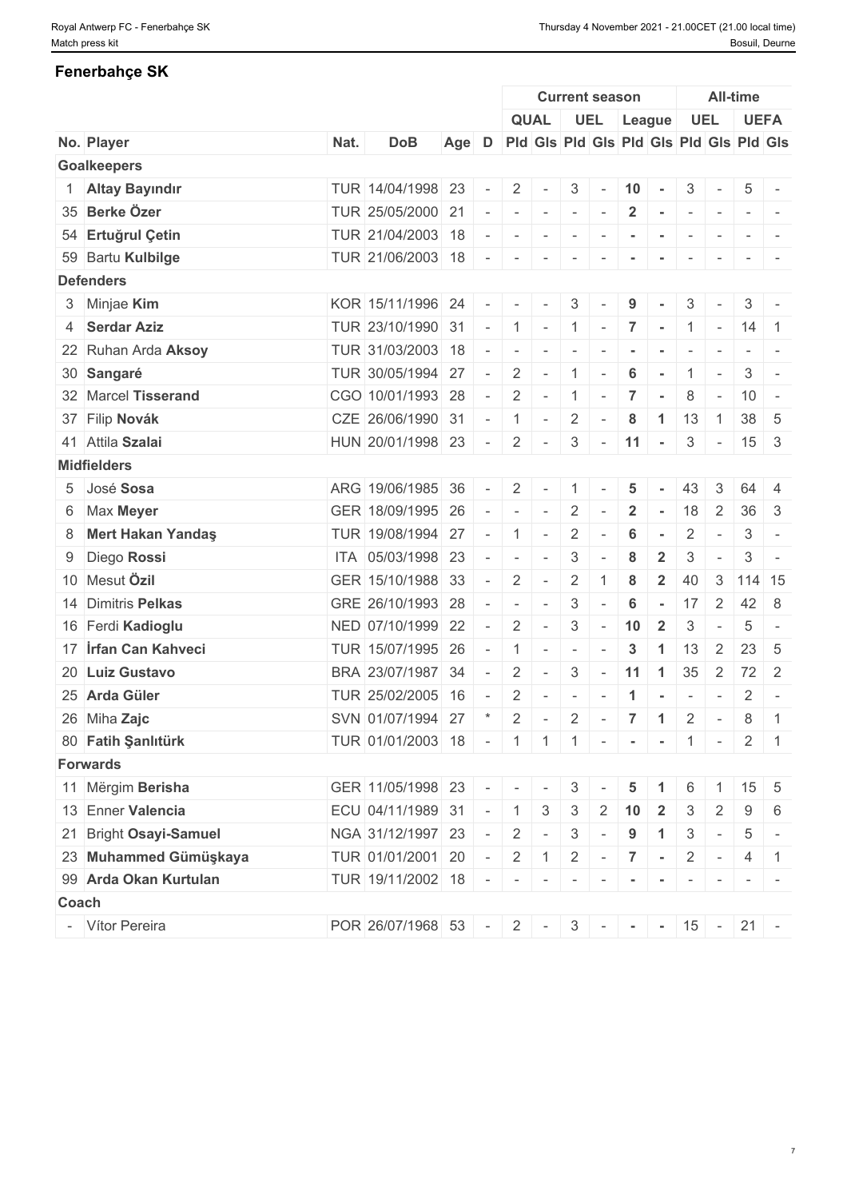## Fenerbahçe SK

| | | | | | Current season | | | | | | All-time | | | |
|---|---|---|---|---|---|---|---|---|---|---|---|---|---|---|
| | | | | | QUAL | | UEL | | League | | UEL | | UEFA | |
| No. Player | Nat. | DoB | Age | D | Pld | Gls | Pld | Gls | Pld | Gls | Pld | Gls | Pld | Gls |
| **Goalkeepers** | | | | | | | | | | | | | | |
| 1 **Altay Bayındır** | TUR | 14/04/1998 | 23 | - | 2 | - | 3 | - | 10 | - | 3 | - | 5 | - |
| 35 **Berke Özer** | TUR | 25/05/2000 | 21 | - | - | - | - | - | 2 | - | - | - | - | - |
| 54 **Ertuğrul Çetin** | TUR | 21/04/2003 | 18 | - | - | - | - | - | - | - | - | - | - | - |
| 59 Bartu **Kulbilge** | TUR | 21/06/2003 | 18 | - | - | - | - | - | - | - | - | - | - | - |
| **Defenders** | | | | | | | | | | | | | | |
| 3 Minjae **Kim** | KOR | 15/11/1996 | 24 | - | - | - | 3 | - | 9 | - | 3 | - | 3 | - |
| 4 **Serdar Aziz** | TUR | 23/10/1990 | 31 | - | 1 | - | 1 | - | 7 | - | 1 | - | 14 | 1 |
| 22 Ruhan Arda **Aksoy** | TUR | 31/03/2003 | 18 | - | - | - | - | - | - | - | - | - | - | - |
| 30 **Sangaré** | TUR | 30/05/1994 | 27 | - | 2 | - | 1 | - | 6 | - | 1 | - | 3 | - |
| 32 Marcel **Tisserand** | CGO | 10/01/1993 | 28 | - | 2 | - | 1 | - | 7 | - | 8 | - | 10 | - |
| 37 Filip **Novák** | CZE | 26/06/1990 | 31 | - | 1 | - | 2 | - | 8 | 1 | 13 | 1 | 38 | 5 |
| 41 Attila **Szalai** | HUN | 20/01/1998 | 23 | - | 2 | - | 3 | - | 11 | - | 3 | - | 15 | 3 |
| **Midfielders** | | | | | | | | | | | | | | |
| 5 José **Sosa** | ARG | 19/06/1985 | 36 | - | 2 | - | 1 | - | 5 | - | 43 | 3 | 64 | 4 |
| 6 Max **Meyer** | GER | 18/09/1995 | 26 | - | - | - | 2 | - | 2 | - | 18 | 2 | 36 | 3 |
| 8 **Mert Hakan Yandaş** | TUR | 19/08/1994 | 27 | - | 1 | - | 2 | - | 6 | - | 2 | - | 3 | - |
| 9 Diego **Rossi** | ITA | 05/03/1998 | 23 | - | - | - | 3 | - | 8 | 2 | 3 | - | 3 | - |
| 10 Mesut **Özil** | GER | 15/10/1988 | 33 | - | 2 | - | 2 | 1 | 8 | 2 | 40 | 3 | 114 | 15 |
| 14 Dimitris **Pelkas** | GRE | 26/10/1993 | 28 | - | - | - | 3 | - | 6 | - | 17 | 2 | 42 | 8 |
| 16 Ferdi **Kadioglu** | NED | 07/10/1999 | 22 | - | 2 | - | 3 | - | 10 | 2 | 3 | - | 5 | - |
| 17 **İrfan Can Kahveci** | TUR | 15/07/1995 | 26 | - | 1 | - | - | - | 3 | 1 | 13 | 2 | 23 | 5 |
| 20 **Luiz Gustavo** | BRA | 23/07/1987 | 34 | - | 2 | - | 3 | - | 11 | 1 | 35 | 2 | 72 | 2 |
| 25 **Arda Güler** | TUR | 25/02/2005 | 16 | - | 2 | - | - | - | 1 | - | - | - | 2 | - |
| 26 Miha **Zajc** | SVN | 01/07/1994 | 27 | * | 2 | - | 2 | - | 7 | 1 | 2 | - | 8 | 1 |
| 80 **Fatih Şanlıtürk** | TUR | 01/01/2003 | 18 | - | 1 | 1 | 1 | - | - | - | 1 | - | 2 | 1 |
| **Forwards** | | | | | | | | | | | | | | |
| 11 Mërgim **Berisha** | GER | 11/05/1998 | 23 | - | - | - | 3 | - | 5 | 1 | 6 | 1 | 15 | 5 |
| 13 **Enner Valencia** | ECU | 04/11/1989 | 31 | - | 1 | 3 | 3 | 2 | 10 | 2 | 3 | 2 | 9 | 6 |
| 21 Bright **Osayi-Samuel** | NGA | 31/12/1997 | 23 | - | 2 | - | 3 | - | 9 | 1 | 3 | - | 5 | - |
| 23 **Muhammed Gümüşkaya** | TUR | 01/01/2001 | 20 | - | 2 | 1 | 2 | - | 7 | - | 2 | - | 4 | 1 |
| 99 **Arda Okan Kurtulan** | TUR | 19/11/2002 | 18 | - | - | - | - | - | - | - | - | - | - | - |
| **Coach** | | | | | | | | | | | | | | |
| - Vítor Pereira | POR | 26/07/1968 | 53 | - | 2 | - | 3 | - | - | - | 15 | - | 21 | - |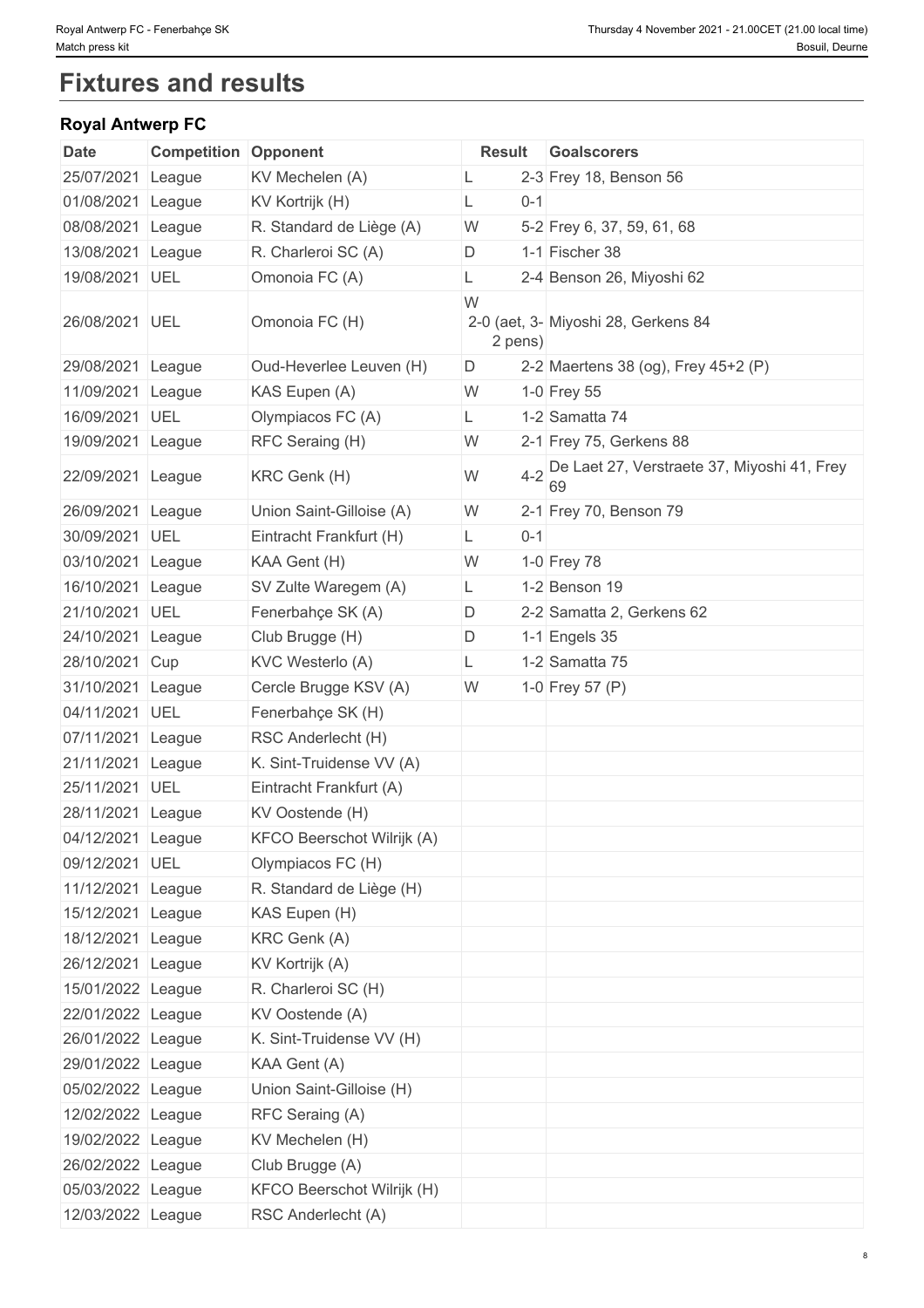# Fixtures and results

## Royal Antwerp FC

| Date | Competition | Opponent | Result | | Goalscorers |
|---|---|---|---|---|---|
| 25/07/2021 | League | KV Mechelen (A) | L | 2-3 | Frey 18, Benson 56 |
| 01/08/2021 | League | KV Kortrijk (H) | L | 0-1 | |
| 08/08/2021 | League | R. Standard de Liège (A) | W | 5-2 | Frey 6, 37, 59, 61, 68 |
| 13/08/2021 | League | R. Charleroi SC (A) | D | 1-1 | Fischer 38 |
| 19/08/2021 | UEL | Omonoia FC (A) | L | 2-4 | Benson 26, Miyoshi 62 |
| 26/08/2021 | UEL | Omonoia FC (H) | W | 2-0 (aet, 3-2 pens) | Miyoshi 28, Gerkens 84 |
| 29/08/2021 | League | Oud-Heverlee Leuven (H) | D | 2-2 | Maertens 38 (og), Frey 45+2 (P) |
| 11/09/2021 | League | KAS Eupen (A) | W | 1-0 | Frey 55 |
| 16/09/2021 | UEL | Olympiacos FC (A) | L | 1-2 | Samatta 74 |
| 19/09/2021 | League | RFC Seraing (H) | W | 2-1 | Frey 75, Gerkens 88 |
| 22/09/2021 | League | KRC Genk (H) | W | 4-2 | De Laet 27, Verstraete 37, Miyoshi 41, Frey 69 |
| 26/09/2021 | League | Union Saint-Gilloise (A) | W | 2-1 | Frey 70, Benson 79 |
| 30/09/2021 | UEL | Eintracht Frankfurt (H) | L | 0-1 | |
| 03/10/2021 | League | KAA Gent (H) | W | 1-0 | Frey 78 |
| 16/10/2021 | League | SV Zulte Waregem (A) | L | 1-2 | Benson 19 |
| 21/10/2021 | UEL | Fenerbahçe SK (A) | D | 2-2 | Samatta 2, Gerkens 62 |
| 24/10/2021 | League | Club Brugge (H) | D | 1-1 | Engels 35 |
| 28/10/2021 | Cup | KVC Westerlo (A) | L | 1-2 | Samatta 75 |
| 31/10/2021 | League | Cercle Brugge KSV (A) | W | 1-0 | Frey 57 (P) |
| 04/11/2021 | UEL | Fenerbahçe SK (H) | | | |
| 07/11/2021 | League | RSC Anderlecht (H) | | | |
| 21/11/2021 | League | K. Sint-Truidense VV (A) | | | |
| 25/11/2021 | UEL | Eintracht Frankfurt (A) | | | |
| 28/11/2021 | League | KV Oostende (H) | | | |
| 04/12/2021 | League | KFCO Beerschot Wilrijk (A) | | | |
| 09/12/2021 | UEL | Olympiacos FC (H) | | | |
| 11/12/2021 | League | R. Standard de Liège (H) | | | |
| 15/12/2021 | League | KAS Eupen (H) | | | |
| 18/12/2021 | League | KRC Genk (A) | | | |
| 26/12/2021 | League | KV Kortrijk (A) | | | |
| 15/01/2022 | League | R. Charleroi SC (H) | | | |
| 22/01/2022 | League | KV Oostende (A) | | | |
| 26/01/2022 | League | K. Sint-Truidense VV (H) | | | |
| 29/01/2022 | League | KAA Gent (A) | | | |
| 05/02/2022 | League | Union Saint-Gilloise (H) | | | |
| 12/02/2022 | League | RFC Seraing (A) | | | |
| 19/02/2022 | League | KV Mechelen (H) | | | |
| 26/02/2022 | League | Club Brugge (A) | | | |
| 05/03/2022 | League | KFCO Beerschot Wilrijk (H) | | | |
| 12/03/2022 | League | RSC Anderlecht (A) | | | |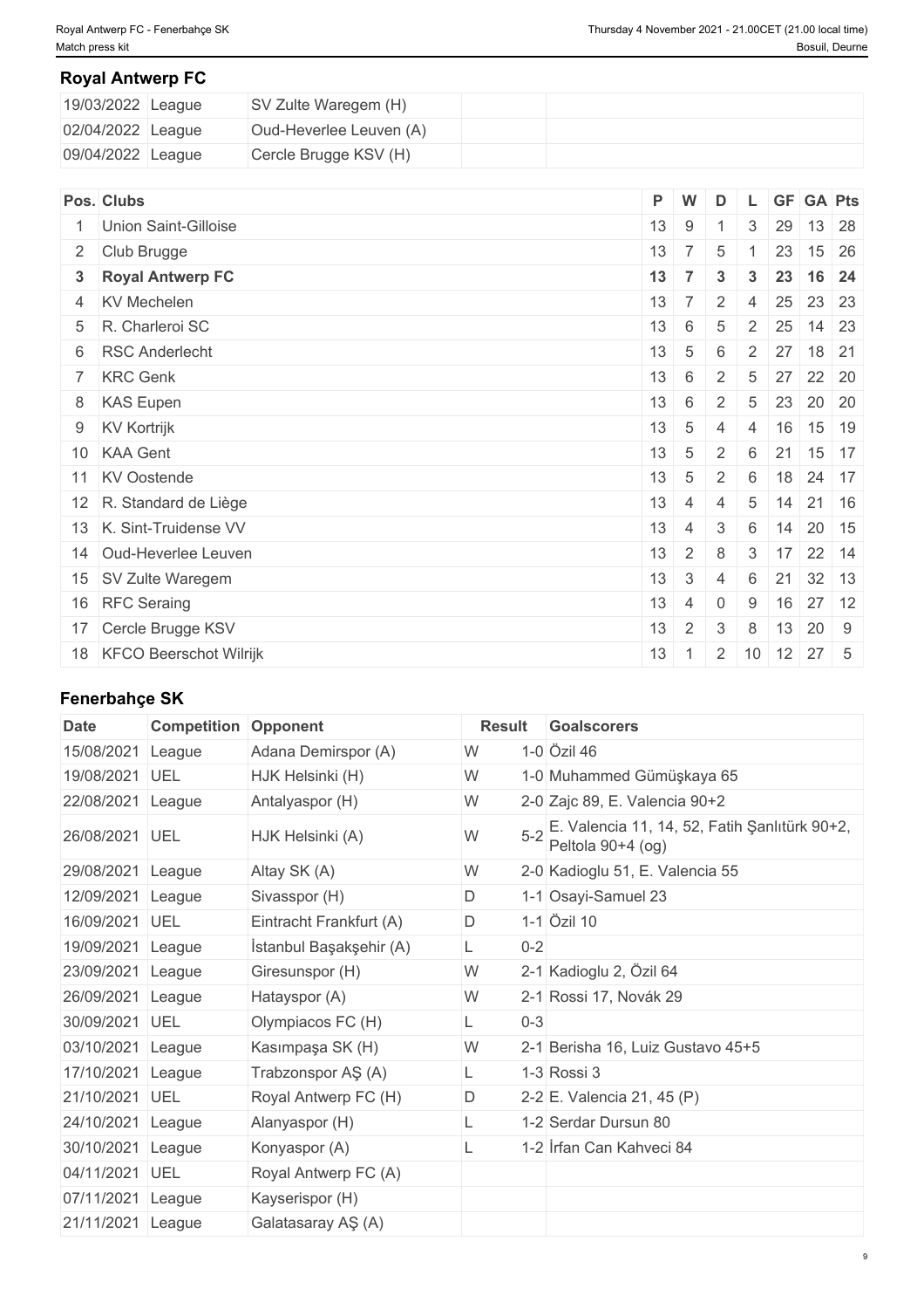## Royal Antwerp FC

| | | | | |
|---|---|---|---|---|
| 19/03/2022 | League | SV Zulte Waregem (H) | | |
| 02/04/2022 | League | Oud-Heverlee Leuven (A) | | |
| 09/04/2022 | League | Cercle Brugge KSV (H) | | |

| Pos. | Clubs | P | W | D | L | GF | GA | Pts |
|---|---|---|---|---|---|---|---|---|
| 1 | Union Saint-Gilloise | 13 | 9 | 1 | 3 | 29 | 13 | 28 |
| 2 | Club Brugge | 13 | 7 | 5 | 1 | 23 | 15 | 26 |
| **3** | **Royal Antwerp FC** | **13** | **7** | **3** | **3** | **23** | **16** | **24** |
| 4 | KV Mechelen | 13 | 7 | 2 | 4 | 25 | 23 | 23 |
| 5 | R. Charleroi SC | 13 | 6 | 5 | 2 | 25 | 14 | 23 |
| 6 | RSC Anderlecht | 13 | 5 | 6 | 2 | 27 | 18 | 21 |
| 7 | KRC Genk | 13 | 6 | 2 | 5 | 27 | 22 | 20 |
| 8 | KAS Eupen | 13 | 6 | 2 | 5 | 23 | 20 | 20 |
| 9 | KV Kortrijk | 13 | 5 | 4 | 4 | 16 | 15 | 19 |
| 10 | KAA Gent | 13 | 5 | 2 | 6 | 21 | 15 | 17 |
| 11 | KV Oostende | 13 | 5 | 2 | 6 | 18 | 24 | 17 |
| 12 | R. Standard de Liège | 13 | 4 | 4 | 5 | 14 | 21 | 16 |
| 13 | K. Sint-Truidense VV | 13 | 4 | 3 | 6 | 14 | 20 | 15 |
| 14 | Oud-Heverlee Leuven | 13 | 2 | 8 | 3 | 17 | 22 | 14 |
| 15 | SV Zulte Waregem | 13 | 3 | 4 | 6 | 21 | 32 | 13 |
| 16 | RFC Seraing | 13 | 4 | 0 | 9 | 16 | 27 | 12 |
| 17 | Cercle Brugge KSV | 13 | 2 | 3 | 8 | 13 | 20 | 9 |
| 18 | KFCO Beerschot Wilrijk | 13 | 1 | 2 | 10 | 12 | 27 | 5 |

## Fenerbahçe SK

| Date | Competition | Opponent | Result | | Goalscorers |
|---|---|---|---|---|---|
| 15/08/2021 | League | Adana Demirspor (A) | W | 1-0 | Özil 46 |
| 19/08/2021 | UEL | HJK Helsinki (H) | W | 1-0 | Muhammed Gümüşkaya 65 |
| 22/08/2021 | League | Antalyaspor (H) | W | 2-0 | Zajc 89, E. Valencia 90+2 |
| 26/08/2021 | UEL | HJK Helsinki (A) | W | 5-2 | E. Valencia 11, 14, 52, Fatih Şanlıtürk 90+2, Peltola 90+4 (og) |
| 29/08/2021 | League | Altay SK (A) | W | 2-0 | Kadioglu 51, E. Valencia 55 |
| 12/09/2021 | League | Sivasspor (H) | D | 1-1 | Osayi-Samuel 23 |
| 16/09/2021 | UEL | Eintracht Frankfurt (A) | D | 1-1 | Özil 10 |
| 19/09/2021 | League | İstanbul Başakşehir (A) | L | 0-2 | |
| 23/09/2021 | League | Giresunspor (H) | W | 2-1 | Kadioglu 2, Özil 64 |
| 26/09/2021 | League | Hatayspor (A) | W | 2-1 | Rossi 17, Novák 29 |
| 30/09/2021 | UEL | Olympiacos FC (H) | L | 0-3 | |
| 03/10/2021 | League | Kasımpaşa SK (H) | W | 2-1 | Berisha 16, Luiz Gustavo 45+5 |
| 17/10/2021 | League | Trabzonspor AŞ (A) | L | 1-3 | Rossi 3 |
| 21/10/2021 | UEL | Royal Antwerp FC (H) | D | 2-2 | E. Valencia 21, 45 (P) |
| 24/10/2021 | League | Alanyaspor (H) | L | 1-2 | Serdar Dursun 80 |
| 30/10/2021 | League | Konyaspor (A) | L | 1-2 | İrfan Can Kahveci 84 |
| 04/11/2021 | UEL | Royal Antwerp FC (A) | | | |
| 07/11/2021 | League | Kayserispor (H) | | | |
| 21/11/2021 | League | Galatasaray AŞ (A) | | | |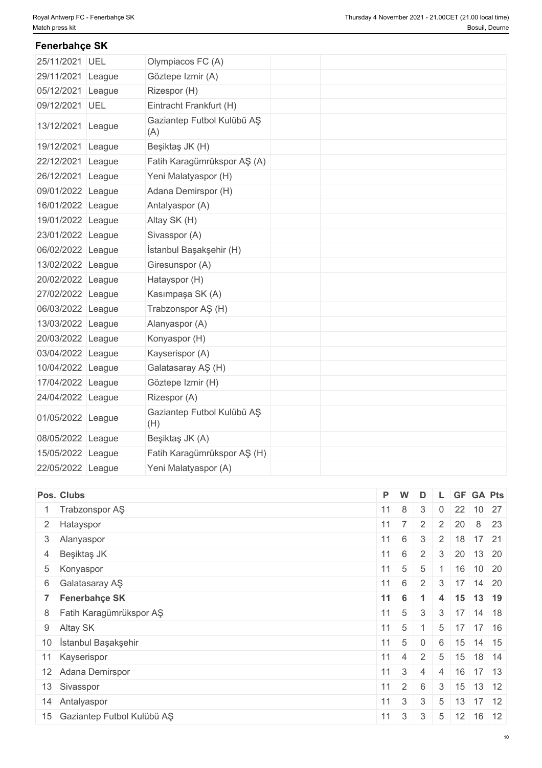## Fenerbahçe SK

| | | | | |
|---|---|---|---|---|
| 25/11/2021 | UEL | Olympiacos FC (A) | | |
| 29/11/2021 | League | Göztepe Izmir (A) | | |
| 05/12/2021 | League | Rizespor (H) | | |
| 09/12/2021 | UEL | Eintracht Frankfurt (H) | | |
| 13/12/2021 | League | Gaziantep Futbol Kulübü AŞ (A) | | |
| 19/12/2021 | League | Beşiktaş JK (H) | | |
| 22/12/2021 | League | Fatih Karagümrükspor AŞ (A) | | |
| 26/12/2021 | League | Yeni Malatyaspor (H) | | |
| 09/01/2022 | League | Adana Demirspor (H) | | |
| 16/01/2022 | League | Antalyaspor (A) | | |
| 19/01/2022 | League | Altay SK (H) | | |
| 23/01/2022 | League | Sivasspor (A) | | |
| 06/02/2022 | League | İstanbul Başakşehir (H) | | |
| 13/02/2022 | League | Giresunspor (A) | | |
| 20/02/2022 | League | Hatayspor (H) | | |
| 27/02/2022 | League | Kasımpaşa SK (A) | | |
| 06/03/2022 | League | Trabzonspor AŞ (H) | | |
| 13/03/2022 | League | Alanyaspor (A) | | |
| 20/03/2022 | League | Konyaspor (H) | | |
| 03/04/2022 | League | Kayserispor (A) | | |
| 10/04/2022 | League | Galatasaray AŞ (H) | | |
| 17/04/2022 | League | Göztepe Izmir (H) | | |
| 24/04/2022 | League | Rizespor (A) | | |
| 01/05/2022 | League | Gaziantep Futbol Kulübü AŞ (H) | | |
| 08/05/2022 | League | Beşiktaş JK (A) | | |
| 15/05/2022 | League | Fatih Karagümrükspor AŞ (H) | | |
| 22/05/2022 | League | Yeni Malatyaspor (A) | | |

| Pos. | Clubs | P | W | D | L | GF | GA | Pts |
|---|---|---|---|---|---|---|---|---|
| 1 | Trabzonspor AŞ | 11 | 8 | 3 | 0 | 22 | 10 | 27 |
| 2 | Hatayspor | 11 | 7 | 2 | 2 | 20 | 8 | 23 |
| 3 | Alanyaspor | 11 | 6 | 3 | 2 | 18 | 17 | 21 |
| 4 | Beşiktaş JK | 11 | 6 | 2 | 3 | 20 | 13 | 20 |
| 5 | Konyaspor | 11 | 5 | 5 | 1 | 16 | 10 | 20 |
| 6 | Galatasaray AŞ | 11 | 6 | 2 | 3 | 17 | 14 | 20 |
| **7** | **Fenerbahçe SK** | **11** | **6** | **1** | **4** | **15** | **13** | **19** |
| 8 | Fatih Karagümrükspor AŞ | 11 | 5 | 3 | 3 | 17 | 14 | 18 |
| 9 | Altay SK | 11 | 5 | 1 | 5 | 17 | 17 | 16 |
| 10 | İstanbul Başakşehir | 11 | 5 | 0 | 6 | 15 | 14 | 15 |
| 11 | Kayserispor | 11 | 4 | 2 | 5 | 15 | 18 | 14 |
| 12 | Adana Demirspor | 11 | 3 | 4 | 4 | 16 | 17 | 13 |
| 13 | Sivasspor | 11 | 2 | 6 | 3 | 15 | 13 | 12 |
| 14 | Antalyaspor | 11 | 3 | 3 | 5 | 13 | 17 | 12 |
| 15 | Gaziantep Futbol Kulübü AŞ | 11 | 3 | 3 | 5 | 12 | 16 | 12 |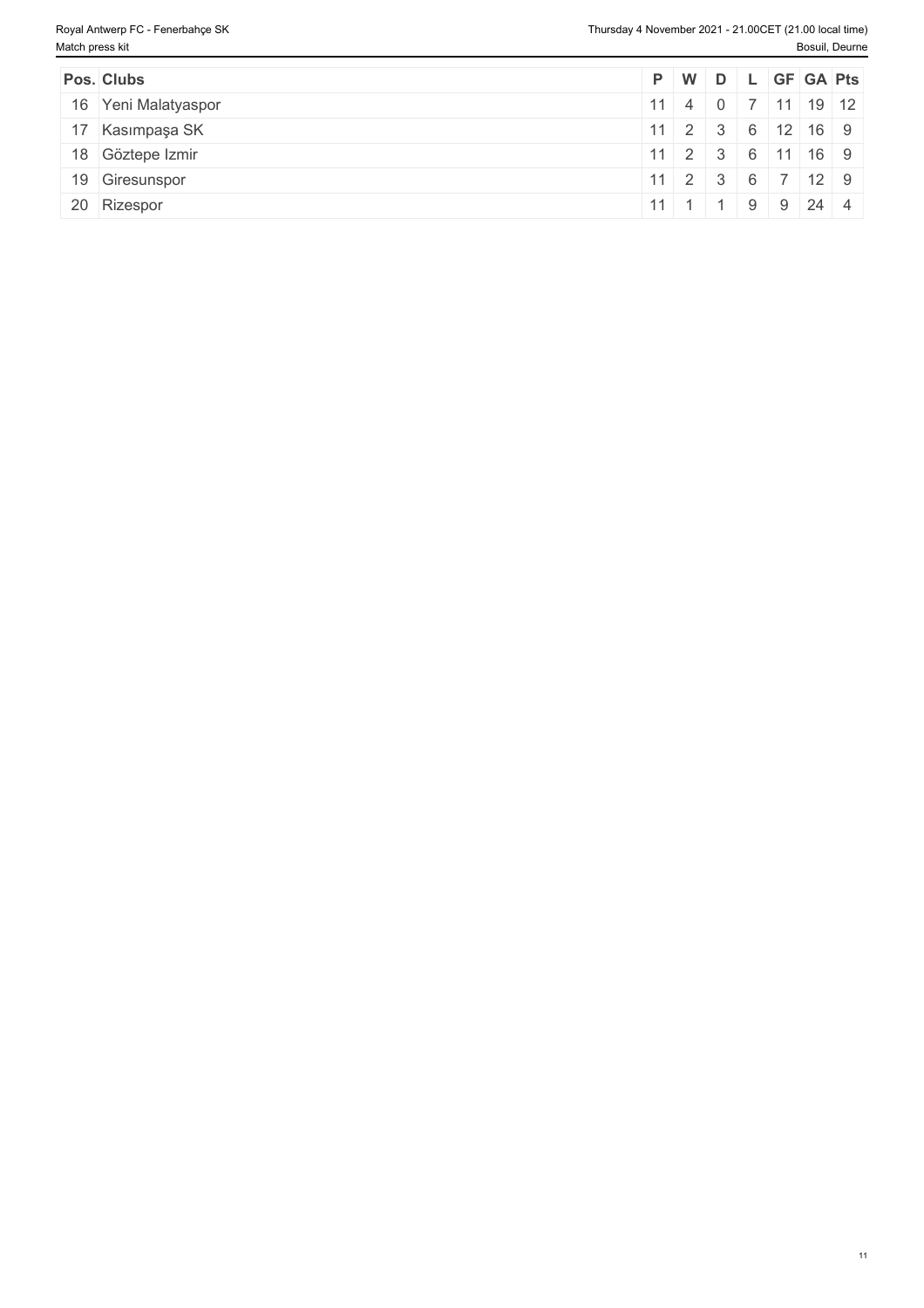| Pos. | Clubs | P | W | D | L | GF | GA | Pts |
|---|---|---|---|---|---|---|---|---|
| 16 | Yeni Malatyaspor | 11 | 4 | 0 | 7 | 11 | 19 | 12 |
| 17 | Kasımpaşa SK | 11 | 2 | 3 | 6 | 12 | 16 | 9 |
| 18 | Göztepe Izmir | 11 | 2 | 3 | 6 | 11 | 16 | 9 |
| 19 | Giresunspor | 11 | 2 | 3 | 6 | 7 | 12 | 9 |
| 20 | Rizespor | 11 | 1 | 1 | 9 | 9 | 24 | 4 |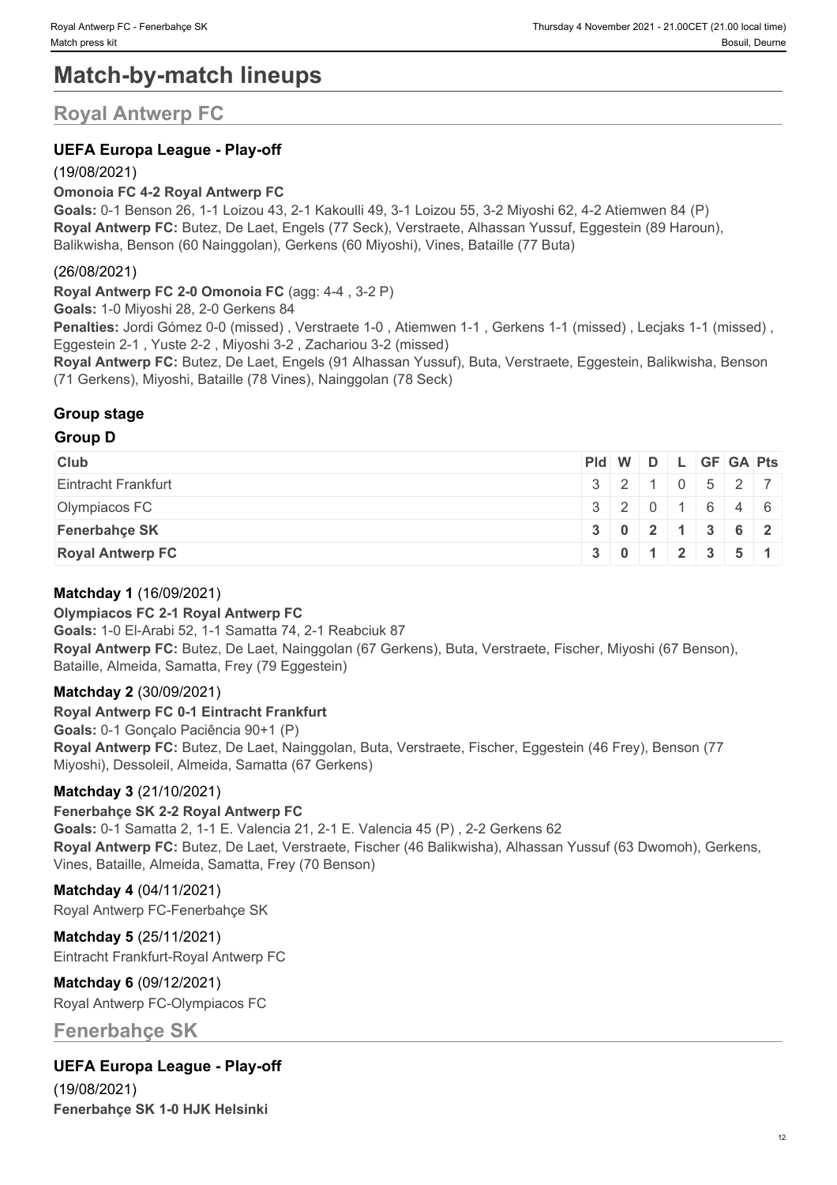# Match-by-match lineups

## Royal Antwerp FC

### UEFA Europa League - Play-off

(19/08/2021)

**Omonoia FC 4-2 Royal Antwerp FC**

**Goals:** 0-1 Benson 26, 1-1 Loizou 43, 2-1 Kakoulli 49, 3-1 Loizou 55, 3-2 Miyoshi 62, 4-2 Atiemwen 84 (P)

**Royal Antwerp FC:** Butez, De Laet, Engels (77 Seck), Verstraete, Alhassan Yussuf, Eggestein (89 Haroun), Balikwisha, Benson (60 Nainggolan), Gerkens (60 Miyoshi), Vines, Bataille (77 Buta)

(26/08/2021)

**Royal Antwerp FC 2-0 Omonoia FC** (agg: 4-4 , 3-2 P)

**Goals:** 1-0 Miyoshi 28, 2-0 Gerkens 84

**Penalties:** Jordi Gómez 0-0 (missed) , Verstraete 1-0 , Atiemwen 1-1 , Gerkens 1-1 (missed) , Lecjaks 1-1 (missed) , Eggestein 2-1 , Yuste 2-2 , Miyoshi 3-2 , Zachariou 3-2 (missed)

**Royal Antwerp FC:** Butez, De Laet, Engels (91 Alhassan Yussuf), Buta, Verstraete, Eggestein, Balikwisha, Benson (71 Gerkens), Miyoshi, Bataille (78 Vines), Nainggolan (78 Seck)

### Group stage

#### Group D

| Club | Pld | W | D | L | GF | GA | Pts |
|---|---|---|---|---|---|---|---|
| Eintracht Frankfurt | 3 | 2 | 1 | 0 | 5 | 2 | 7 |
| Olympiacos FC | 3 | 2 | 0 | 1 | 6 | 4 | 6 |
| **Fenerbahçe SK** | **3** | **0** | **2** | **1** | **3** | **6** | **2** |
| **Royal Antwerp FC** | **3** | **0** | **1** | **2** | **3** | **5** | **1** |

**Matchday 1** (16/09/2021)

**Olympiacos FC 2-1 Royal Antwerp FC**

**Goals:** 1-0 El-Arabi 52, 1-1 Samatta 74, 2-1 Reabciuk 87

**Royal Antwerp FC:** Butez, De Laet, Nainggolan (67 Gerkens), Buta, Verstraete, Fischer, Miyoshi (67 Benson), Bataille, Almeida, Samatta, Frey (79 Eggestein)

**Matchday 2** (30/09/2021)

**Royal Antwerp FC 0-1 Eintracht Frankfurt**

**Goals:** 0-1 Gonçalo Paciência 90+1 (P)

**Royal Antwerp FC:** Butez, De Laet, Nainggolan, Buta, Verstraete, Fischer, Eggestein (46 Frey), Benson (77 Miyoshi), Dessoleil, Almeida, Samatta (67 Gerkens)

**Matchday 3** (21/10/2021)

**Fenerbahçe SK 2-2 Royal Antwerp FC**

**Goals:** 0-1 Samatta 2, 1-1 E. Valencia 21, 2-1 E. Valencia 45 (P) , 2-2 Gerkens 62

**Royal Antwerp FC:** Butez, De Laet, Verstraete, Fischer (46 Balikwisha), Alhassan Yussuf (63 Dwomoh), Gerkens, Vines, Bataille, Almeida, Samatta, Frey (70 Benson)

**Matchday 4** (04/11/2021)

Royal Antwerp FC-Fenerbahçe SK

**Matchday 5** (25/11/2021)

Eintracht Frankfurt-Royal Antwerp FC

**Matchday 6** (09/12/2021)

Royal Antwerp FC-Olympiacos FC

## Fenerbahçe SK

### UEFA Europa League - Play-off

(19/08/2021)

**Fenerbahçe SK 1-0 HJK Helsinki**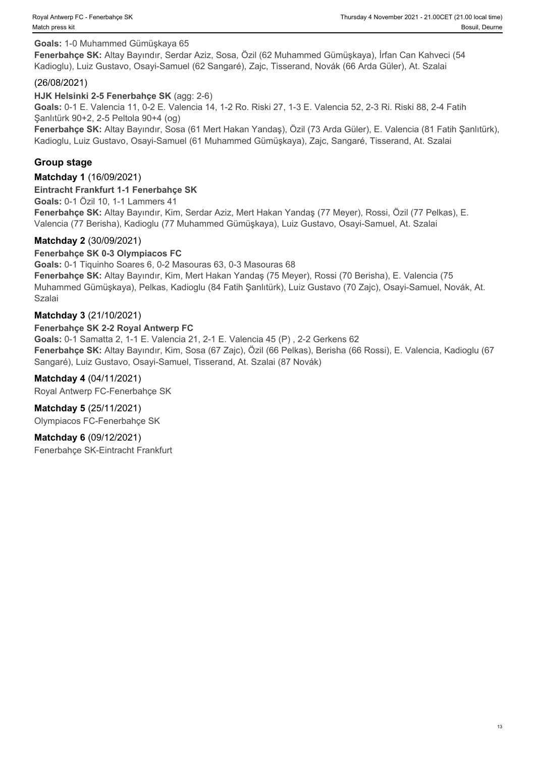**Goals:** 1-0 Muhammed Gümüşkaya 65

**Fenerbahçe SK:** Altay Bayındır, Serdar Aziz, Sosa, Özil (62 Muhammed Gümüşkaya), İrfan Can Kahveci (54 Kadioglu), Luiz Gustavo, Osayi-Samuel (62 Sangaré), Zajc, Tisserand, Novák (66 Arda Güler), At. Szalai

(26/08/2021)

**HJK Helsinki 2-5 Fenerbahçe SK** (agg: 2-6)

**Goals:** 0-1 E. Valencia 11, 0-2 E. Valencia 14, 1-2 Ro. Riski 27, 1-3 E. Valencia 52, 2-3 Ri. Riski 88, 2-4 Fatih Şanlıtürk 90+2, 2-5 Peltola 90+4 (og)

**Fenerbahçe SK:** Altay Bayındır, Sosa (61 Mert Hakan Yandaş), Özil (73 Arda Güler), E. Valencia (81 Fatih Şanlıtürk), Kadioglu, Luiz Gustavo, Osayi-Samuel (61 Muhammed Gümüşkaya), Zajc, Sangaré, Tisserand, At. Szalai

## Group stage

**Matchday 1** (16/09/2021)

**Eintracht Frankfurt 1-1 Fenerbahçe SK**

**Goals:** 0-1 Özil 10, 1-1 Lammers 41

**Fenerbahçe SK:** Altay Bayındır, Kim, Serdar Aziz, Mert Hakan Yandaş (77 Meyer), Rossi, Özil (77 Pelkas), E. Valencia (77 Berisha), Kadioglu (77 Muhammed Gümüşkaya), Luiz Gustavo, Osayi-Samuel, At. Szalai

**Matchday 2** (30/09/2021)

**Fenerbahçe SK 0-3 Olympiacos FC**

**Goals:** 0-1 Tiquinho Soares 6, 0-2 Masouras 63, 0-3 Masouras 68

**Fenerbahçe SK:** Altay Bayındır, Kim, Mert Hakan Yandaş (75 Meyer), Rossi (70 Berisha), E. Valencia (75 Muhammed Gümüşkaya), Pelkas, Kadioglu (84 Fatih Şanlıtürk), Luiz Gustavo (70 Zajc), Osayi-Samuel, Novák, At. Szalai

**Matchday 3** (21/10/2021)

**Fenerbahçe SK 2-2 Royal Antwerp FC**

**Goals:** 0-1 Samatta 2, 1-1 E. Valencia 21, 2-1 E. Valencia 45 (P) , 2-2 Gerkens 62

**Fenerbahçe SK:** Altay Bayındır, Kim, Sosa (67 Zajc), Özil (66 Pelkas), Berisha (66 Rossi), E. Valencia, Kadioglu (67 Sangaré), Luiz Gustavo, Osayi-Samuel, Tisserand, At. Szalai (87 Novák)

**Matchday 4** (04/11/2021)

Royal Antwerp FC-Fenerbahçe SK

**Matchday 5** (25/11/2021)

Olympiacos FC-Fenerbahçe SK

**Matchday 6** (09/12/2021)

Fenerbahçe SK-Eintracht Frankfurt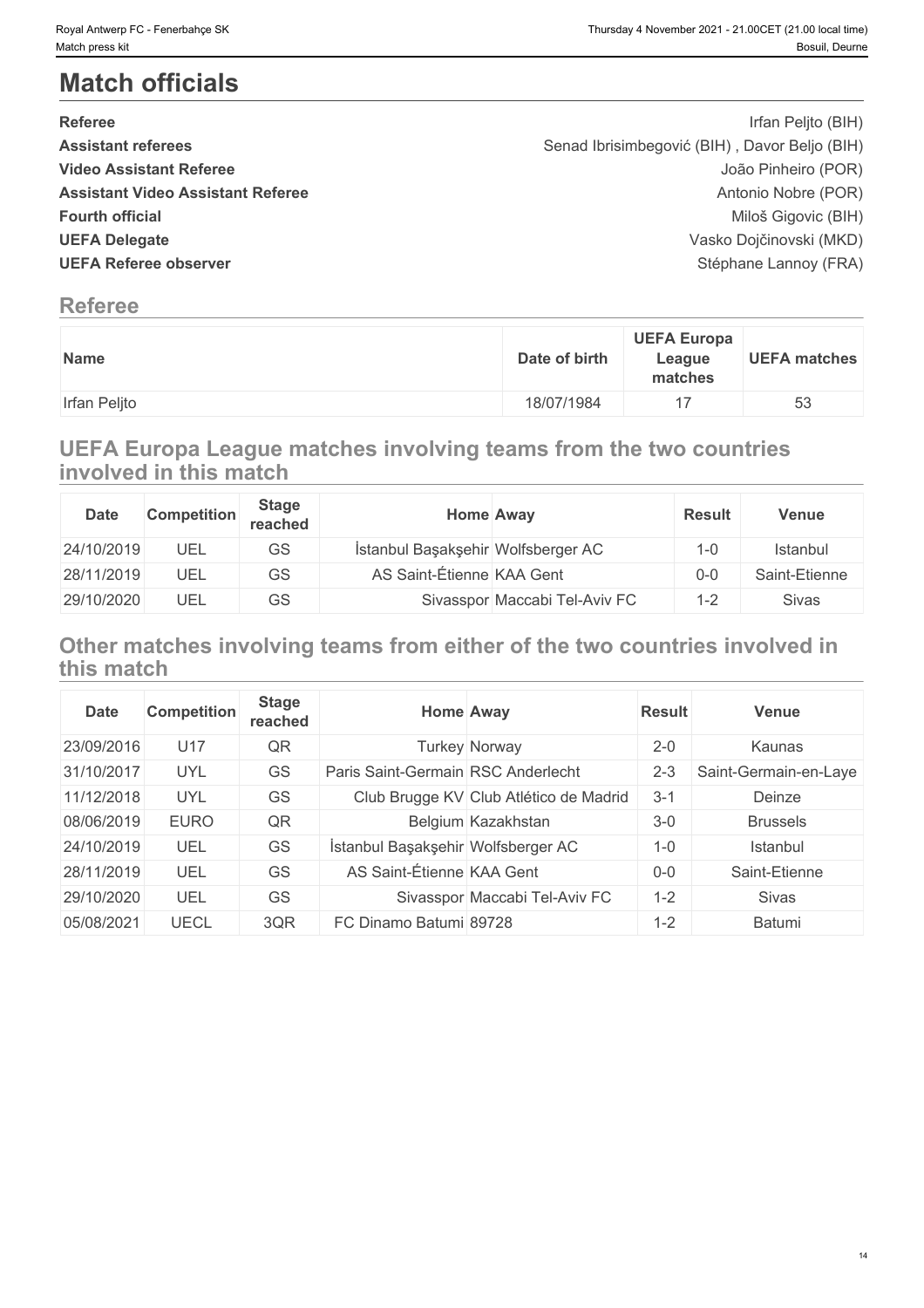# Match officials

| | |
|---|---|
| **Referee** | Irfan Peljto (BIH) |
| **Assistant referees** | Senad Ibrisimbegović (BIH) , Davor Beljo (BIH) |
| **Video Assistant Referee** | João Pinheiro (POR) |
| **Assistant Video Assistant Referee** | Antonio Nobre (POR) |
| **Fourth official** | Miloš Gigovic (BIH) |
| **UEFA Delegate** | Vasko Dojčinovski (MKD) |
| **UEFA Referee observer** | Stéphane Lannoy (FRA) |

## Referee

| Name | Date of birth | UEFA Europa League matches | UEFA matches |
|---|---|---|---|
| Irfan Peljto | 18/07/1984 | 17 | 53 |

## UEFA Europa League matches involving teams from the two countries involved in this match

| Date | Competition | Stage reached | Home | Away | Result | Venue |
|---|---|---|---|---|---|---|
| 24/10/2019 | UEL | GS | İstanbul Başakşehir | Wolfsberger AC | 1-0 | Istanbul |
| 28/11/2019 | UEL | GS | AS Saint-Étienne | KAA Gent | 0-0 | Saint-Etienne |
| 29/10/2020 | UEL | GS | Sivasspor | Maccabi Tel-Aviv FC | 1-2 | Sivas |

## Other matches involving teams from either of the two countries involved in this match

| Date | Competition | Stage reached | Home | Away | Result | Venue |
|---|---|---|---|---|---|---|
| 23/09/2016 | U17 | QR | Turkey | Norway | 2-0 | Kaunas |
| 31/10/2017 | UYL | GS | Paris Saint-Germain | RSC Anderlecht | 2-3 | Saint-Germain-en-Laye |
| 11/12/2018 | UYL | GS | Club Brugge KV | Club Atlético de Madrid | 3-1 | Deinze |
| 08/06/2019 | EURO | QR | Belgium | Kazakhstan | 3-0 | Brussels |
| 24/10/2019 | UEL | GS | İstanbul Başakşehir | Wolfsberger AC | 1-0 | Istanbul |
| 28/11/2019 | UEL | GS | AS Saint-Étienne | KAA Gent | 0-0 | Saint-Etienne |
| 29/10/2020 | UEL | GS | Sivasspor | Maccabi Tel-Aviv FC | 1-2 | Sivas |
| 05/08/2021 | UECL | 3QR | FC Dinamo Batumi | 89728 | 1-2 | Batumi |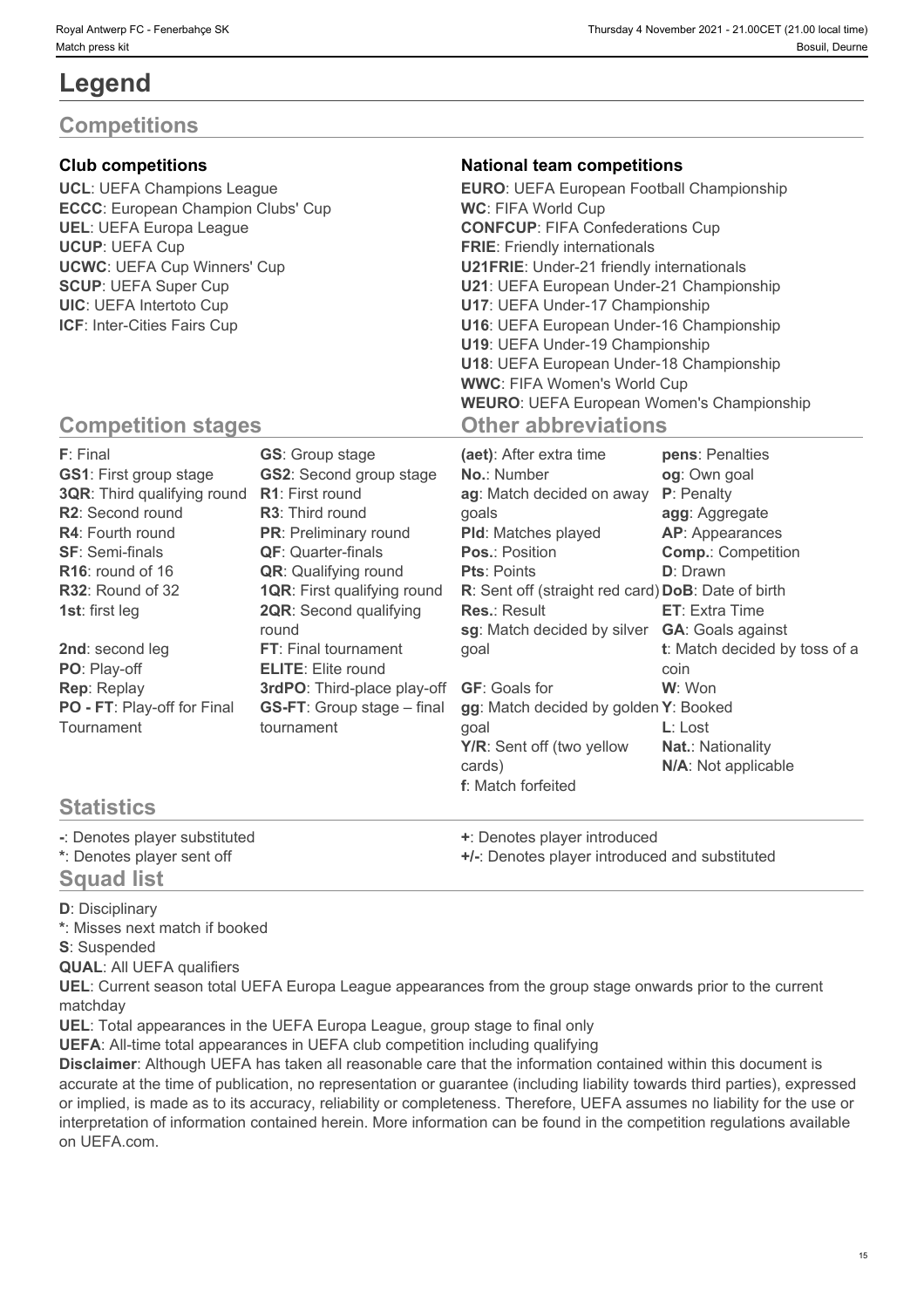# Legend

## Competitions

### Club competitions

**UCL**: UEFA Champions League
**ECCC**: European Champion Clubs' Cup
**UEL**: UEFA Europa League
**UCUP**: UEFA Cup
**UCWC**: UEFA Cup Winners' Cup
**SCUP**: UEFA Super Cup
**UIC**: UEFA Intertoto Cup
**ICF**: Inter-Cities Fairs Cup

### National team competitions

**EURO**: UEFA European Football Championship
**WC**: FIFA World Cup
**CONFCUP**: FIFA Confederations Cup
**FRIE**: Friendly internationals
**U21FRIE**: Under-21 friendly internationals
**U21**: UEFA European Under-21 Championship
**U17**: UEFA Under-17 Championship
**U16**: UEFA European Under-16 Championship
**U19**: UEFA Under-19 Championship
**U18**: UEFA European Under-18 Championship
**WWC**: FIFA Women's World Cup
**WEURO**: UEFA European Women's Championship

## Competition stages

**F**: Final
**GS**: Group stage
**GS1**: First group stage
**GS2**: Second group stage
**3QR**: Third qualifying round
**R1**: First round
**R2**: Second round
**R3**: Third round
**R4**: Fourth round
**PR**: Preliminary round
**SF**: Semi-finals
**QF**: Quarter-finals
**R16**: round of 16
**QR**: Qualifying round
**R32**: Round of 32
**1QR**: First qualifying round
**1st**: first leg
**2QR**: Second qualifying round
**2nd**: second leg
**FT**: Final tournament
**PO**: Play-off
**ELITE**: Elite round
**Rep**: Replay
**3rdPO**: Third-place play-off
**PO - FT**: Play-off for Final Tournament
**GS-FT**: Group stage – final tournament

## Other abbreviations

**(aet)**: After extra time
**pens**: Penalties
**No.**: Number
**og**: Own goal
**ag**: Match decided on away goals
**P**: Penalty
**agg**: Aggregate
**Pld**: Matches played
**AP**: Appearances
**Pos.**: Position
**Comp.**: Competition
**Pts**: Points
**D**: Drawn
**R**: Sent off (straight red card)
**DoB**: Date of birth
**Res.**: Result
**ET**: Extra Time
**sg**: Match decided by silver goal
**GA**: Goals against
**t**: Match decided by toss of a coin
**GF**: Goals for
**W**: Won
**gg**: Match decided by golden goal
**Y**: Booked
**L**: Lost
**Y/R**: Sent off (two yellow cards)
**Nat.**: Nationality
**N/A**: Not applicable
**f**: Match forfeited

## Statistics

**-**: Denotes player substituted
**+**: Denotes player introduced
**\***: Denotes player sent off
**+/-**: Denotes player introduced and substituted

## Squad list

**D**: Disciplinary
**\***: Misses next match if booked
**S**: Suspended
**QUAL**: All UEFA qualifiers
**UEL**: Current season total UEFA Europa League appearances from the group stage onwards prior to the current matchday
**UEL**: Total appearances in the UEFA Europa League, group stage to final only
**UEFA**: All-time total appearances in UEFA club competition including qualifying
**Disclaimer**: Although UEFA has taken all reasonable care that the information contained within this document is accurate at the time of publication, no representation or guarantee (including liability towards third parties), expressed or implied, is made as to its accuracy, reliability or completeness. Therefore, UEFA assumes no liability for the use or interpretation of information contained herein. More information can be found in the competition regulations available on UEFA.com.